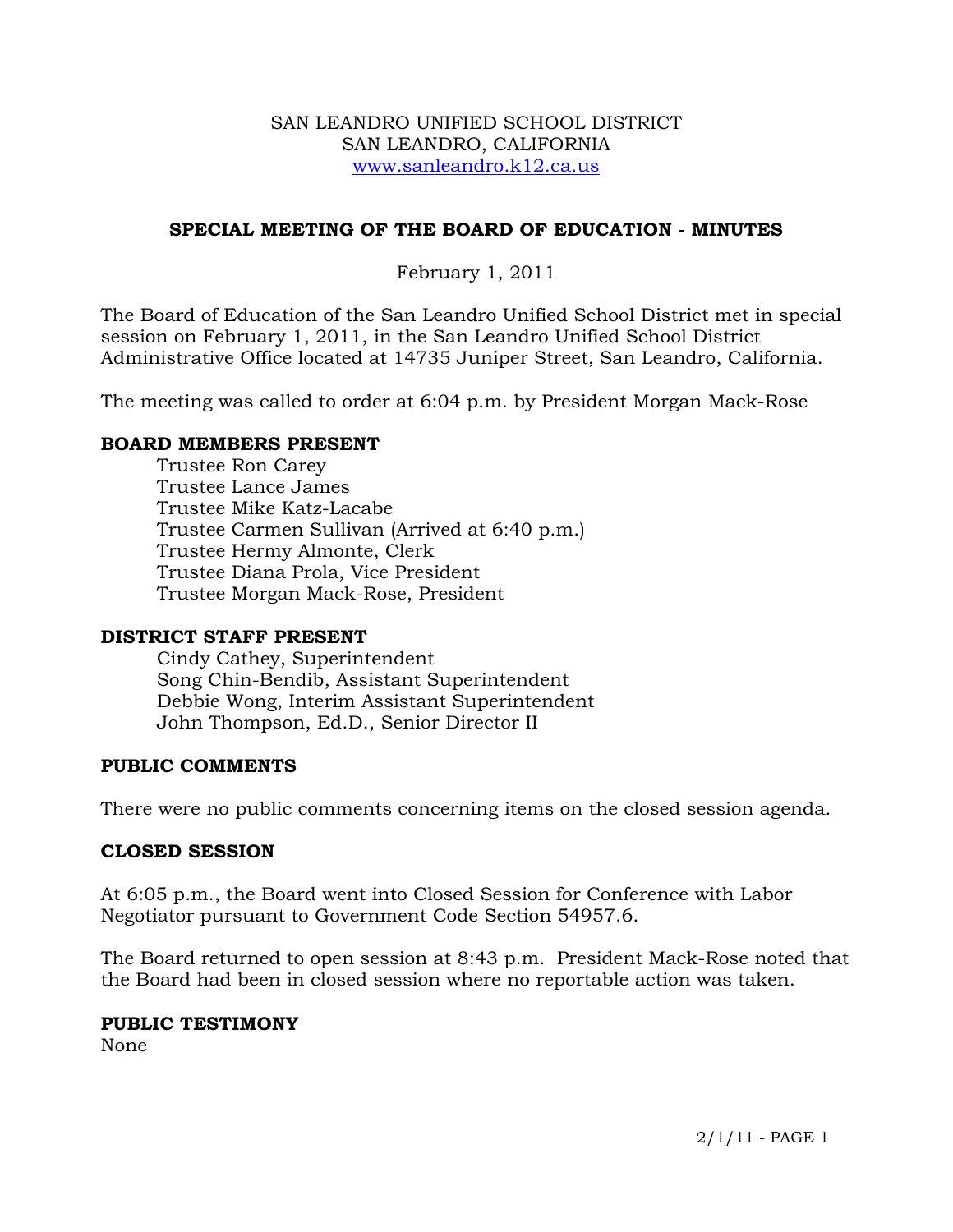SAN LEANDRO UNIFIED SCHOOL DISTRICT
SAN LEANDRO, CALIFORNIA
www.sanleandro.k12.ca.us

## SPECIAL MEETING OF THE BOARD OF EDUCATION - MINUTES

February 1, 2011

The Board of Education of the San Leandro Unified School District met in special session on February 1, 2011, in the San Leandro Unified School District Administrative Office located at 14735 Juniper Street, San Leandro, California.

The meeting was called to order at 6:04 p.m. by President Morgan Mack-Rose

### BOARD MEMBERS PRESENT

Trustee Ron Carey
Trustee Lance James
Trustee Mike Katz-Lacabe
Trustee Carmen Sullivan (Arrived at 6:40 p.m.)
Trustee Hermy Almonte, Clerk
Trustee Diana Prola, Vice President
Trustee Morgan Mack-Rose, President

### DISTRICT STAFF PRESENT

Cindy Cathey, Superintendent
Song Chin-Bendib, Assistant Superintendent
Debbie Wong, Interim Assistant Superintendent
John Thompson, Ed.D., Senior Director II

### PUBLIC COMMENTS

There were no public comments concerning items on the closed session agenda.

### CLOSED SESSION

At 6:05 p.m., the Board went into Closed Session for Conference with Labor Negotiator pursuant to Government Code Section 54957.6.

The Board returned to open session at 8:43 p.m. President Mack-Rose noted that the Board had been in closed session where no reportable action was taken.

### PUBLIC TESTIMONY

None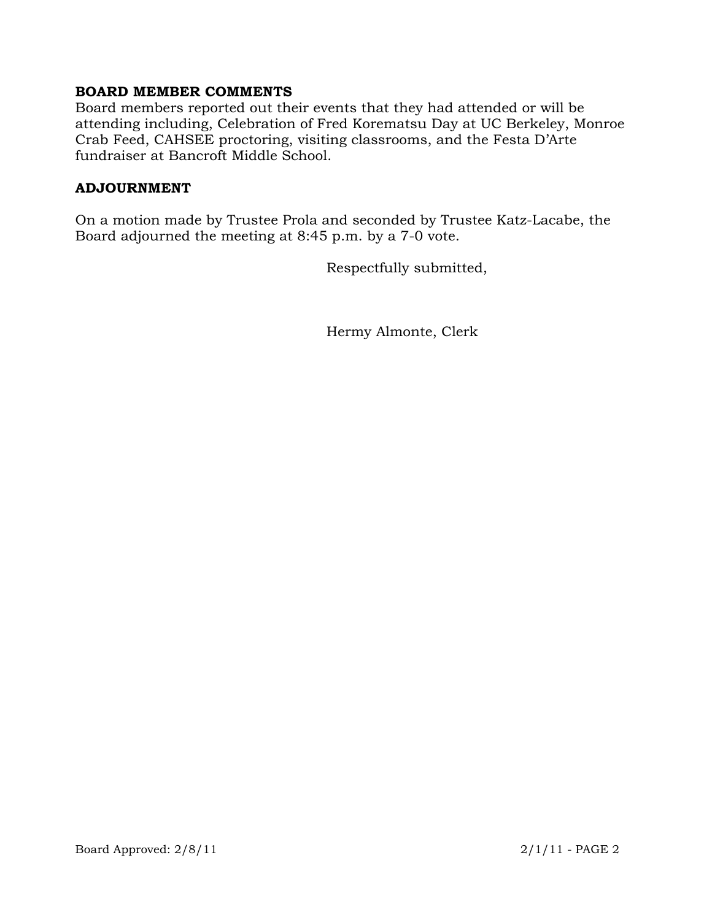## BOARD MEMBER COMMENTS

Board members reported out their events that they had attended or will be attending including, Celebration of Fred Korematsu Day at UC Berkeley, Monroe Crab Feed, CAHSEE proctoring, visiting classrooms, and the Festa D'Arte fundraiser at Bancroft Middle School.

## ADJOURNMENT

On a motion made by Trustee Prola and seconded by Trustee Katz-Lacabe, the Board adjourned the meeting at 8:45 p.m. by a 7-0 vote.

Respectfully submitted,

Hermy Almonte, Clerk

Board Approved: 2/8/11